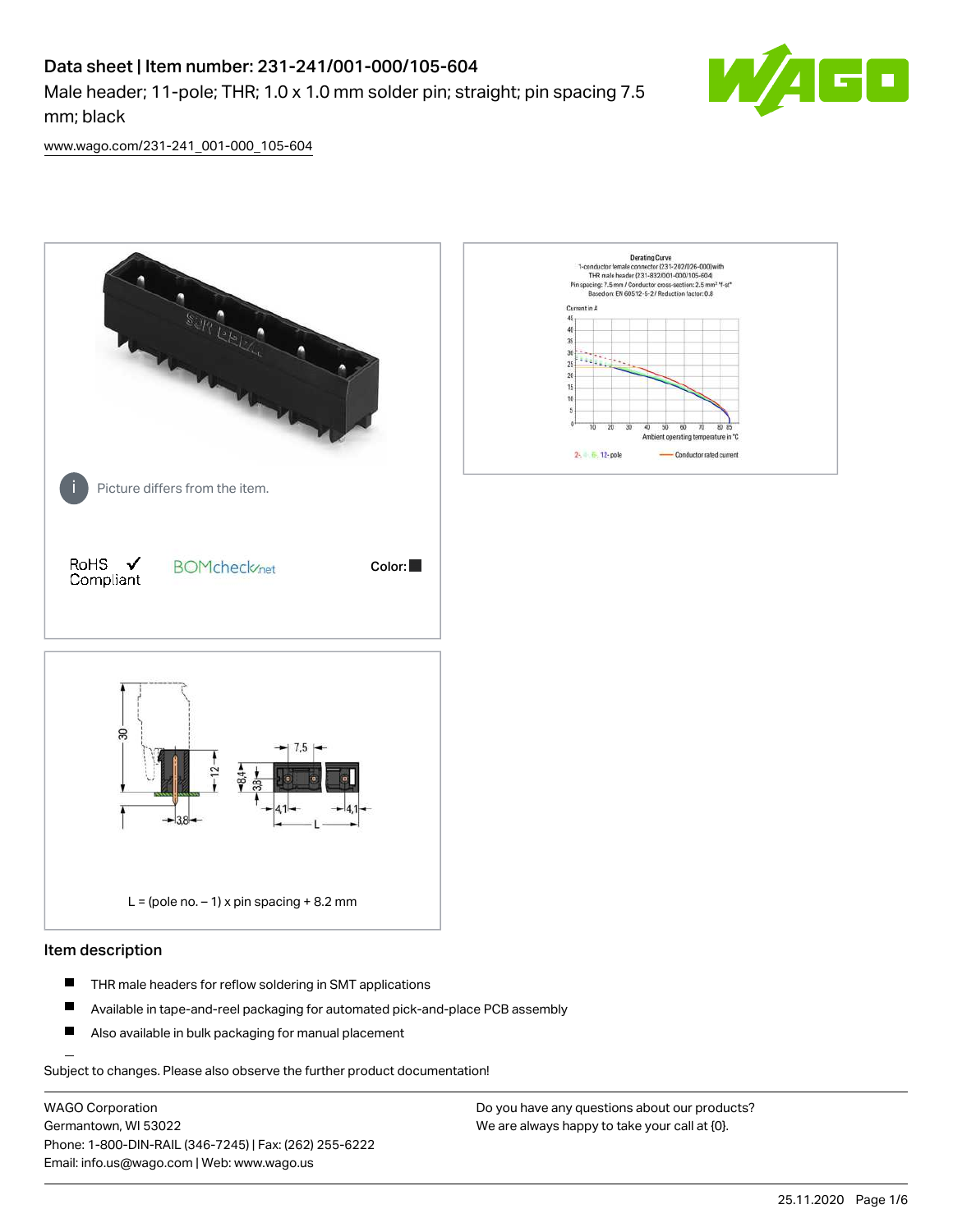# Data sheet | Item number: 231-241/001-000/105-604

Male header; 11-pole; THR; 1.0 x 1.0 mm solder pin; straight; pin spacing 7.5 mm; black

www.wago.com/231-241_001-000_105-604

Picture differs from the item.

RoHS Compliant ✓

BOMcheck.net

Color: ■

L = (pole no. – 1) x pin spacing + 8.2 mm

## Item description

- THR male headers for reflow soldering in SMT applications
- Available in tape-and-reel packaging for automated pick-and-place PCB assembly
- Also available in bulk packaging for manual placement

Subject to changes. Please also observe the further product documentation!

WAGO Corporation
Germantown, WI 53022
Phone: 1-800-DIN-RAIL (346-7245) | Fax: (262) 255-6222
Email: info.us@wago.com | Web: www.wago.us

Do you have any questions about our products?
We are always happy to take your call at {0}.

25.11.2020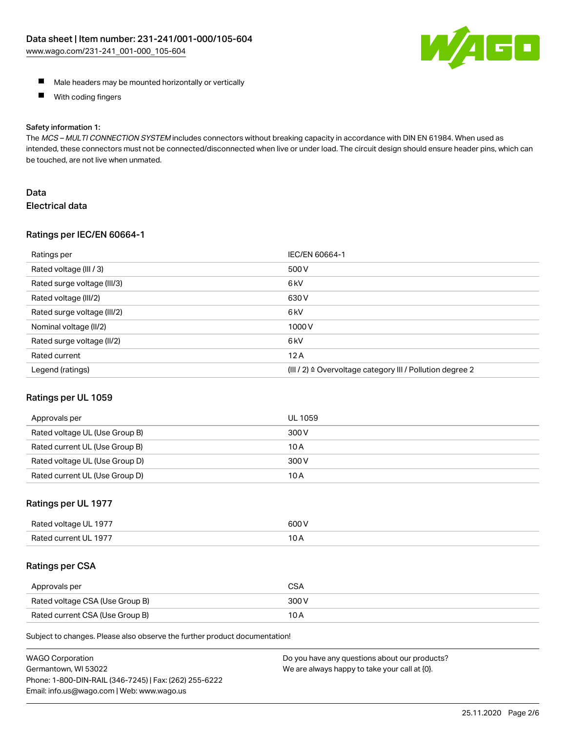- Male headers may be mounted horizontally or vertically
- With coding fingers

Safety information 1:
The *MCS – MULTI CONNECTION SYSTEM* includes connectors without breaking capacity in accordance with DIN EN 61984. When used as intended, these connectors must not be connected/disconnected when live or under load. The circuit design should ensure header pins, which can be touched, are not live when unmated.

# Data

## Electrical data

### Ratings per IEC/EN 60664-1

| Ratings per | IEC/EN 60664-1 |
| --- | --- |
| Rated voltage (III / 3) | 500 V |
| Rated surge voltage (III/3) | 6 kV |
| Rated voltage (III/2) | 630 V |
| Rated surge voltage (III/2) | 6 kV |
| Nominal voltage (II/2) | 1000 V |
| Rated surge voltage (II/2) | 6 kV |
| Rated current | 12 A |
| Legend (ratings) | (III / 2) ≙ Overvoltage category III / Pollution degree 2 |

### Ratings per UL 1059

| Approvals per | UL 1059 |
| --- | --- |
| Rated voltage UL (Use Group B) | 300 V |
| Rated current UL (Use Group B) | 10 A |
| Rated voltage UL (Use Group D) | 300 V |
| Rated current UL (Use Group D) | 10 A |

### Ratings per UL 1977

| Rated voltage UL 1977 | 600 V |
| --- | --- |
| Rated current UL 1977 | 10 A |

### Ratings per CSA

| Approvals per | CSA |
| --- | --- |
| Rated voltage CSA (Use Group B) | 300 V |
| Rated current CSA (Use Group B) | 10 A |

Subject to changes. Please also observe the further product documentation!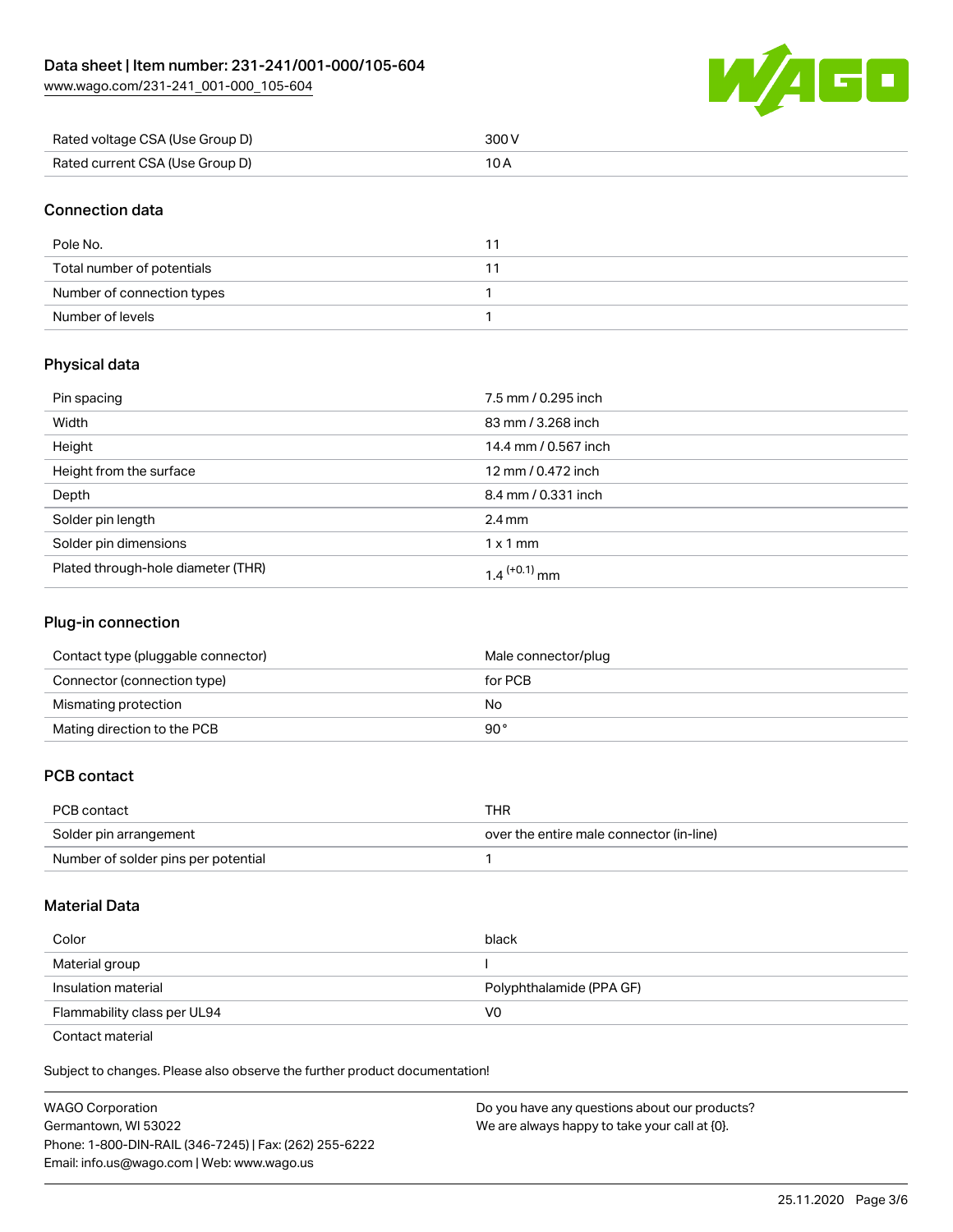| Rated voltage CSA (Use Group D) | 300 V |
| --- | --- |
| Rated current CSA (Use Group D) | 10 A |

## Connection data

| Pole No. | 11 |
| --- | --- |
| Total number of potentials | 11 |
| Number of connection types | 1 |
| Number of levels | 1 |

## Physical data

| Pin spacing | 7.5 mm / 0.295 inch |
| --- | --- |
| Width | 83 mm / 3.268 inch |
| Height | 14.4 mm / 0.567 inch |
| Height from the surface | 12 mm / 0.472 inch |
| Depth | 8.4 mm / 0.331 inch |
| Solder pin length | 2.4 mm |
| Solder pin dimensions | 1 x 1 mm |
| Plated through-hole diameter (THR) | $1.4^{(+0.1)}$ mm |

## Plug-in connection

| Contact type (pluggable connector) | Male connector/plug |
| --- | --- |
| Connector (connection type) | for PCB |
| Mismating protection | No |
| Mating direction to the PCB | 90° |

## PCB contact

| PCB contact | THR |
| --- | --- |
| Solder pin arrangement | over the entire male connector (in-line) |
| Number of solder pins per potential | 1 |

## Material Data

| Color | black |
| --- | --- |
| Material group | I |
| Insulation material | Polyphthalamide (PPA GF) |
| Flammability class per UL94 | V0 |
| Contact material | |

Subject to changes. Please also observe the further product documentation!

WAGO Corporation
Germantown, WI 53022
Phone: 1-800-DIN-RAIL (346-7245) | Fax: (262) 255-6222
Email: info.us@wago.com | Web: www.wago.us

Do you have any questions about our products?
We are always happy to take your call at {0}.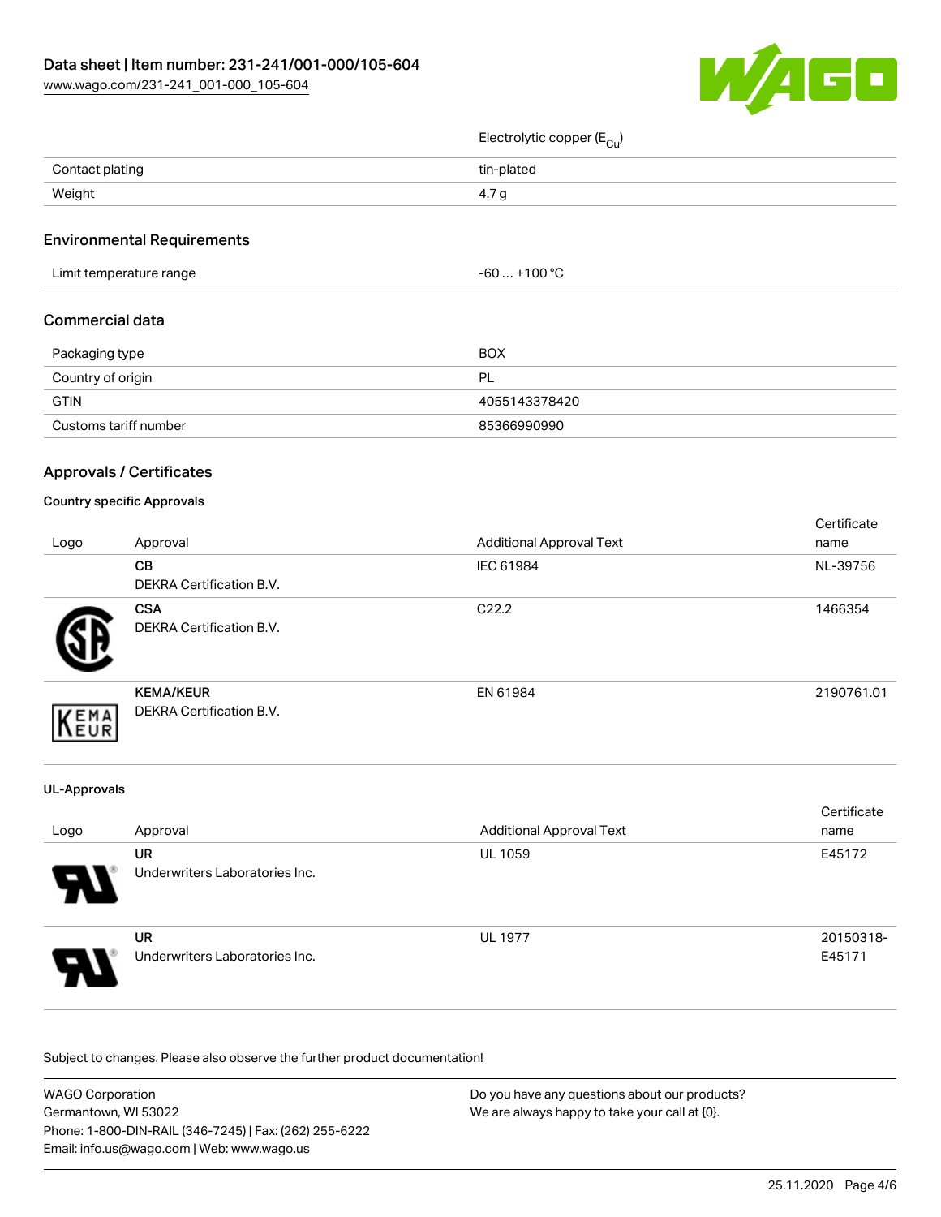| | |
|---|---|
| | Electrolytic copper ($E_{Cu}$) |
| Contact plating | tin-plated |
| Weight | 4.7 g |

## Environmental Requirements

| | |
|---|---|
| Limit temperature range | -60 … +100 °C |

## Commercial data

| | |
|---|---|
| Packaging type | BOX |
| Country of origin | PL |
| GTIN | 4055143378420 |
| Customs tariff number | 85366990990 |

## Approvals / Certificates

### Country specific Approvals

| Logo | Approval | Additional Approval Text | Certificate name |
|---|---|---|---|
| | **CB**<br>DEKRA Certification B.V. | IEC 61984 | NL-39756 |
| | **CSA**<br>DEKRA Certification B.V. | C22.2 | 1466354 |
| | **KEMA/KEUR**<br>DEKRA Certification B.V. | EN 61984 | 2190761.01 |

### UL-Approvals

| Logo | Approval | Additional Approval Text | Certificate name |
|---|---|---|---|
| | **UR**<br>Underwriters Laboratories Inc. | UL 1059 | E45172 |
| | **UR**<br>Underwriters Laboratories Inc. | UL 1977 | 20150318-E45171 |

Subject to changes. Please also observe the further product documentation!

WAGO Corporation
Germantown, WI 53022
Phone: 1-800-DIN-RAIL (346-7245) | Fax: (262) 255-6222
Email: info.us@wago.com | Web: www.wago.us

Do you have any questions about our products?
We are always happy to take your call at {0}.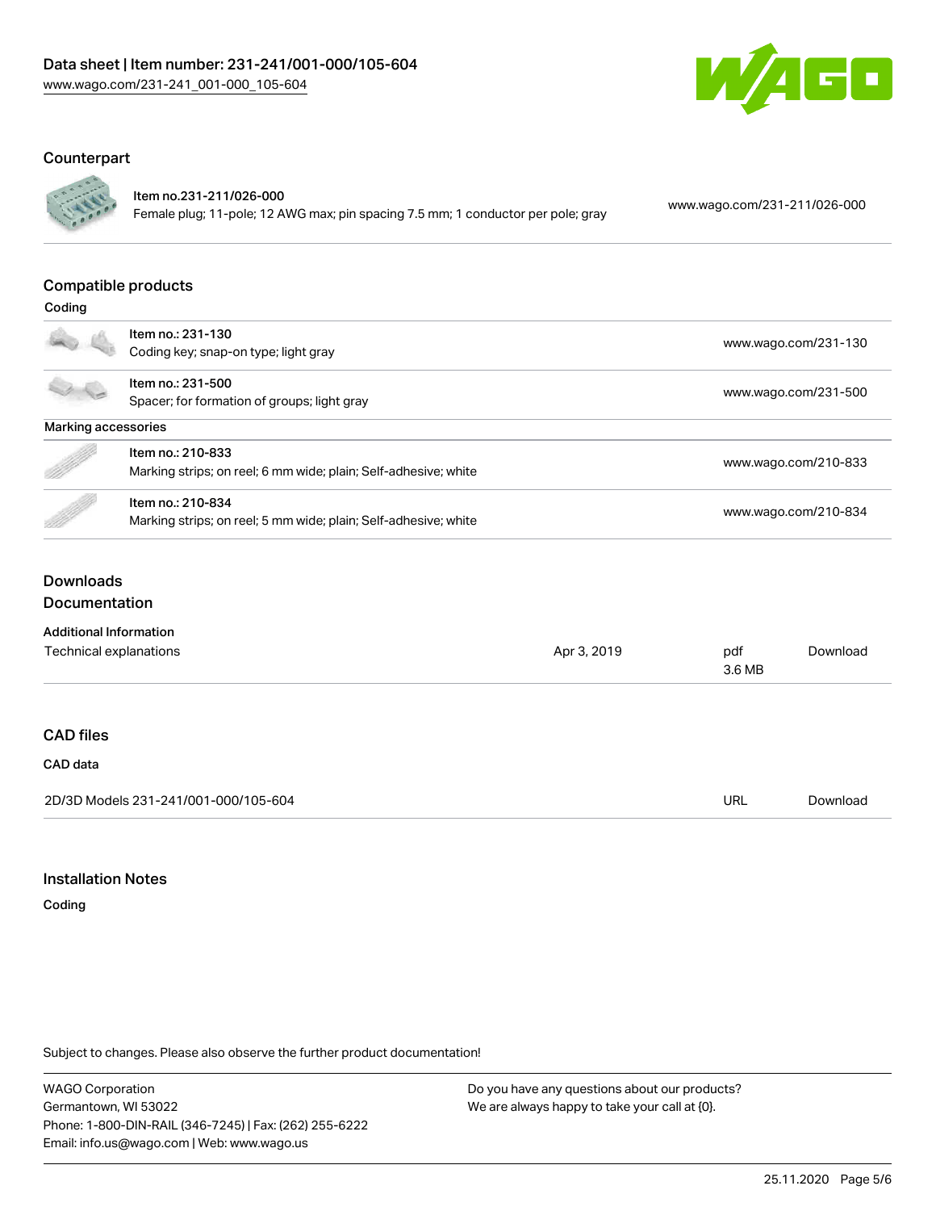## Counterpart

| | | |
|---|---|---|
| Item no.231-211/026-000<br>Female plug; 11-pole; 12 AWG max; pin spacing 7.5 mm; 1 conductor per pole; gray | | www.wago.com/231-211/026-000 |

## Compatible products

### Coding

| | |
|---|---|
| Item no.: 231-130<br>Coding key; snap-on type; light gray | www.wago.com/231-130 |
| Item no.: 231-500<br>Spacer; for formation of groups; light gray | www.wago.com/231-500 |

### Marking accessories

| | |
|---|---|
| Item no.: 210-833<br>Marking strips; on reel; 6 mm wide; plain; Self-adhesive; white | www.wago.com/210-833 |
| Item no.: 210-834<br>Marking strips; on reel; 5 mm wide; plain; Self-adhesive; white | www.wago.com/210-834 |

## Downloads

### Documentation

**Additional Information**

| | | | |
|---|---|---|---|
| Technical explanations | Apr 3, 2019 | pdf<br>3.6 MB | Download |

### CAD files

**CAD data**

| | | |
|---|---|---|
| 2D/3D Models 231-241/001-000/105-604 | URL | Download |

## Installation Notes

**Coding**

Subject to changes. Please also observe the further product documentation!

WAGO Corporation
Germantown, WI 53022
Phone: 1-800-DIN-RAIL (346-7245) | Fax: (262) 255-6222
Email: info.us@wago.com | Web: www.wago.us

Do you have any questions about our products?
We are always happy to take your call at {0}.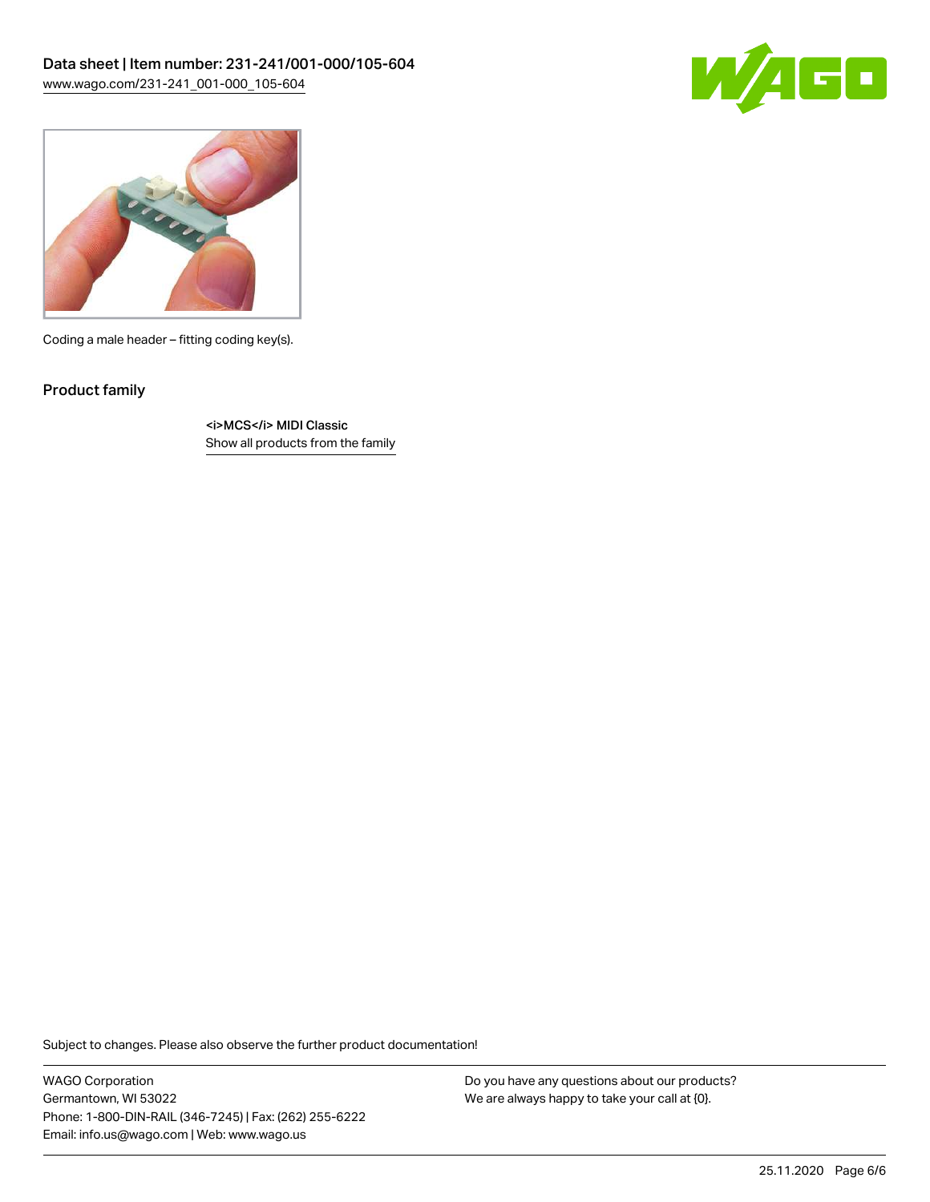Coding a male header – fitting coding key(s).

## Product family

<i>MCS</i> MIDI Classic
Show all products from the family

Subject to changes. Please also observe the further product documentation!

WAGO Corporation
Germantown, WI 53022
Phone: 1-800-DIN-RAIL (346-7245) | Fax: (262) 255-6222
Email: info.us@wago.com | Web: www.wago.us

Do you have any questions about our products?
We are always happy to take your call at {0}.